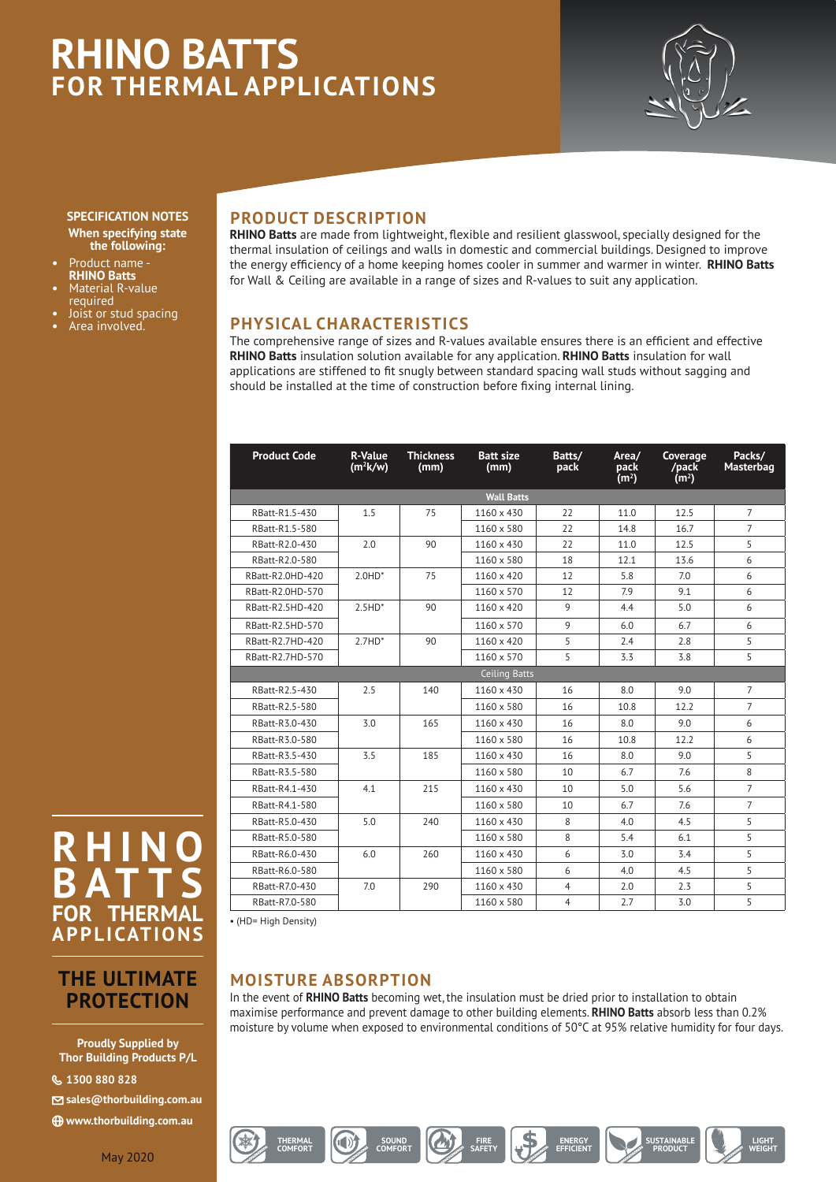# RHINO BATTS
## FOR THERMAL APPLICATIONS

**SPECIFICATION NOTES**

**When specifying state the following:**

- Product name - **RHINO Batts**
- Material R-value required
- Joist or stud spacing
- Area involved.

## PRODUCT DESCRIPTION

**RHINO Batts** are made from lightweight, flexible and resilient glasswool, specially designed for the thermal insulation of ceilings and walls in domestic and commercial buildings. Designed to improve the energy efficiency of a home keeping homes cooler in summer and warmer in winter. **RHINO Batts** for Wall & Ceiling are available in a range of sizes and R-values to suit any application.

## PHYSICAL CHARACTERISTICS

The comprehensive range of sizes and R-values available ensures there is an efficient and effective **RHINO Batts** insulation solution available for any application. **RHINO Batts** insulation for wall applications are stiffened to fit snugly between standard spacing wall studs without sagging and should be installed at the time of construction before fixing internal lining.

| Product Code | R-Value ($m^2K/W$) | Thickness (mm) | Batt size (mm) | Batts/ pack | Area/ pack ($m^2$) | Coverage /pack ($m^2$) | Packs/ Masterbag |
|---|---|---|---|---|---|---|---|
| **Wall Batts** | | | | | | | |
| RBatt-R1.5-430 | 1.5 | 75 | 1160 x 430 | 22 | 11.0 | 12.5 | 7 |
| RBatt-R1.5-580 | | | 1160 x 580 | 22 | 14.8 | 16.7 | 7 |
| RBatt-R2.0-430 | 2.0 | 90 | 1160 x 430 | 22 | 11.0 | 12.5 | 5 |
| RBatt-R2.0-580 | | | 1160 x 580 | 18 | 12.1 | 13.6 | 6 |
| RBatt-R2.0HD-420 | 2.0HD* | 75 | 1160 x 420 | 12 | 5.8 | 7.0 | 6 |
| RBatt-R2.0HD-570 | | | 1160 x 570 | 12 | 7.9 | 9.1 | 6 |
| RBatt-R2.5HD-420 | 2.5HD* | 90 | 1160 x 420 | 9 | 4.4 | 5.0 | 6 |
| RBatt-R2.5HD-570 | | | 1160 x 570 | 9 | 6.0 | 6.7 | 6 |
| RBatt-R2.7HD-420 | 2.7HD* | 90 | 1160 x 420 | 5 | 2.4 | 2.8 | 5 |
| RBatt-R2.7HD-570 | | | 1160 x 570 | 5 | 3.3 | 3.8 | 5 |
| **Ceiling Batts** | | | | | | | |
| RBatt-R2.5-430 | 2.5 | 140 | 1160 x 430 | 16 | 8.0 | 9.0 | 7 |
| RBatt-R2.5-580 | | | 1160 x 580 | 16 | 10.8 | 12.2 | 7 |
| RBatt-R3.0-430 | 3.0 | 165 | 1160 x 430 | 16 | 8.0 | 9.0 | 6 |
| RBatt-R3.0-580 | | | 1160 x 580 | 16 | 10.8 | 12.2 | 6 |
| RBatt-R3.5-430 | 3.5 | 185 | 1160 x 430 | 16 | 8.0 | 9.0 | 5 |
| RBatt-R3.5-580 | | | 1160 x 580 | 10 | 6.7 | 7.6 | 8 |
| RBatt-R4.1-430 | 4.1 | 215 | 1160 x 430 | 10 | 5.0 | 5.6 | 7 |
| RBatt-R4.1-580 | | | 1160 x 580 | 10 | 6.7 | 7.6 | 7 |
| RBatt-R5.0-430 | 5.0 | 240 | 1160 x 430 | 8 | 4.0 | 4.5 | 5 |
| RBatt-R5.0-580 | | | 1160 x 580 | 8 | 5.4 | 6.1 | 5 |
| RBatt-R6.0-430 | 6.0 | 260 | 1160 x 430 | 6 | 3.0 | 3.4 | 5 |
| RBatt-R6.0-580 | | | 1160 x 580 | 6 | 4.0 | 4.5 | 5 |
| RBatt-R7.0-430 | 7.0 | 290 | 1160 x 430 | 4 | 2.0 | 2.3 | 5 |
| RBatt-R7.0-580 | | | 1160 x 580 | 4 | 2.7 | 3.0 | 5 |

• (HD= High Density)

## MOISTURE ABSORPTION

In the event of **RHINO Batts** becoming wet, the insulation must be dried prior to installation to obtain maximise performance and prevent damage to other building elements. **RHINO Batts** absorb less than 0.2% moisture by volume when exposed to environmental conditions of 50°C at 95% relative humidity for four days.

**RHINO BATTS FOR THERMAL APPLICATIONS**

**THE ULTIMATE PROTECTION**

**Proudly Supplied by Thor Building Products P/L**

1300 880 828

sales@thorbuilding.com.au

www.thorbuilding.com.au

May 2020

THERMAL COMFORT | SOUND COMFORT | FIRE SAFETY | ENERGY EFFICIENT | SUSTAINABLE PRODUCT | LIGHT WEIGHT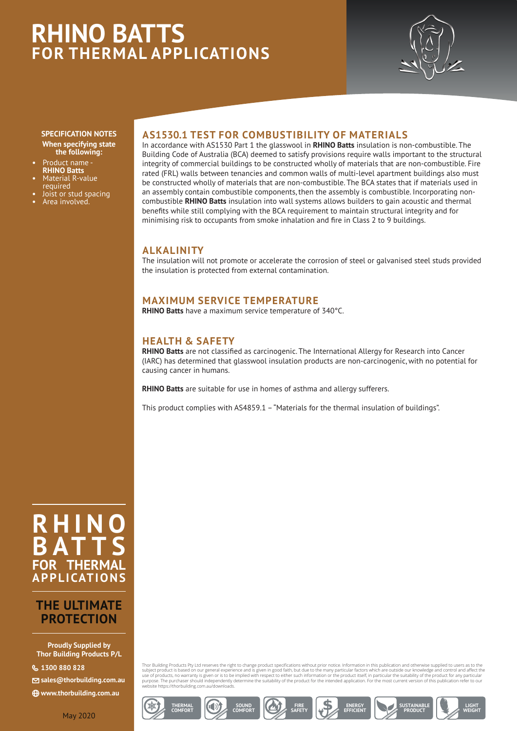# RHINO BATTS
## FOR THERMAL APPLICATIONS

**SPECIFICATION NOTES**

**When specifying state the following:**

- Product name - **RHINO Batts**
- Material R-value required
- Joist or stud spacing
- Area involved.

## AS1530.1 TEST FOR COMBUSTIBILITY OF MATERIALS

In accordance with AS1530 Part 1 the glasswool in **RHINO Batts** insulation is non-combustible. The Building Code of Australia (BCA) deemed to satisfy provisions require walls important to the structural integrity of commercial buildings to be constructed wholly of materials that are non-combustible. Fire rated (FRL) walls between tenancies and common walls of multi-level apartment buildings also must be constructed wholly of materials that are non-combustible. The BCA states that if materials used in an assembly contain combustible components, then the assembly is combustible. Incorporating non-combustible **RHINO Batts** insulation into wall systems allows builders to gain acoustic and thermal benefits while still complying with the BCA requirement to maintain structural integrity and for minimising risk to occupants from smoke inhalation and fire in Class 2 to 9 buildings.

## ALKALINITY

The insulation will not promote or accelerate the corrosion of steel or galvanised steel studs provided the insulation is protected from external contamination.

## MAXIMUM SERVICE TEMPERATURE

**RHINO Batts** have a maximum service temperature of 340°C.

## HEALTH & SAFETY

**RHINO Batts** are not classified as carcinogenic. The International Allergy for Research into Cancer (IARC) has determined that glasswool insulation products are non-carcinogenic, with no potential for causing cancer in humans.

**RHINO Batts** are suitable for use in homes of asthma and allergy sufferers.

This product complies with AS4859.1 – "Materials for the thermal insulation of buildings".

**RHINO BATTS FOR THERMAL APPLICATIONS**

**THE ULTIMATE PROTECTION**

**Proudly Supplied by Thor Building Products P/L**

**1300 880 828**

**sales@thorbuilding.com.au**

**www.thorbuilding.com.au**

May 2020

Thor Building Products Pty Ltd reserves the right to change product specifications without prior notice. Information in this publication and otherwise supplied to users as to the subject product is based on our general experience and is given in good faith, but due to the many particular factors which are outside our knowledge and control and affect the use of products, no warranty is given or is to be implied with respect to either such information or the product itself, in particular the suitability of the product for any particular purpose. The purchaser should independently determine the suitability of the product for the intended application. For the most current version of this publication refer to our website https://thorbuilding.com.au/downloads.

THERMAL COMFORT | SOUND COMFORT | FIRE SAFETY | ENERGY EFFICIENT | SUSTAINABLE PRODUCT | LIGHT WEIGHT